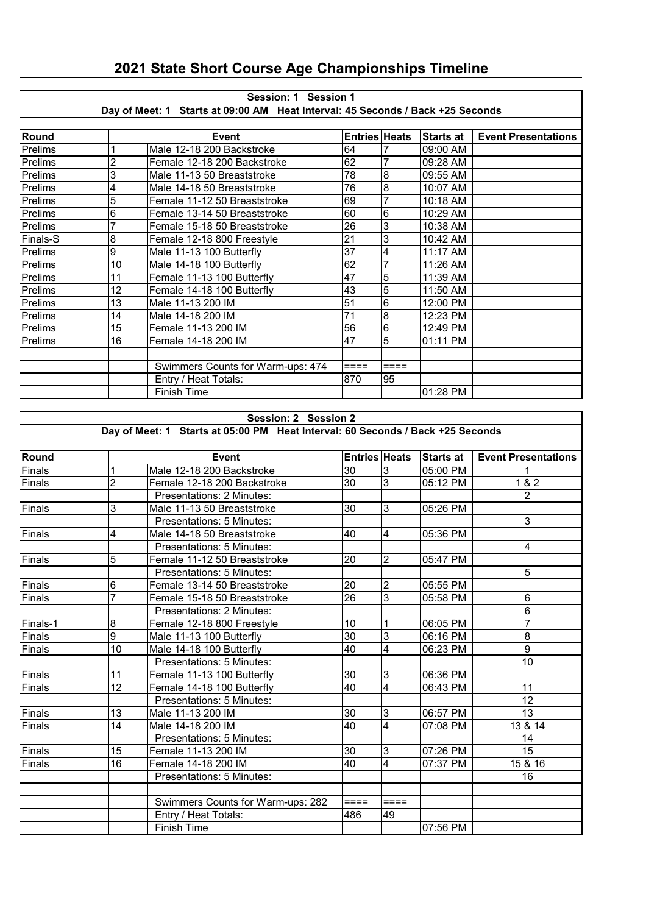# 2021 State Short Course Age Championships Timeline

| Session: 1 Session 1 | | | | | | |
|---|---|---|---|---|---|---|
| Day of Meet: 1 Starts at 09:00 AM Heat Interval: 45 Seconds / Back +25 Seconds | | | | | | |
| **Round** | | **Event** | **Entries** | **Heats** | **Starts at** | **Event Presentations** |
| Prelims | 1 | Male 12-18 200 Backstroke | 64 | 7 | 09:00 AM | |
| Prelims | 2 | Female 12-18 200 Backstroke | 62 | 7 | 09:28 AM | |
| Prelims | 3 | Male 11-13 50 Breaststroke | 78 | 8 | 09:55 AM | |
| Prelims | 4 | Male 14-18 50 Breaststroke | 76 | 8 | 10:07 AM | |
| Prelims | 5 | Female 11-12 50 Breaststroke | 69 | 7 | 10:18 AM | |
| Prelims | 6 | Female 13-14 50 Breaststroke | 60 | 6 | 10:29 AM | |
| Prelims | 7 | Female 15-18 50 Breaststroke | 26 | 3 | 10:38 AM | |
| Finals-S | 8 | Female 12-18 800 Freestyle | 21 | 3 | 10:42 AM | |
| Prelims | 9 | Male 11-13 100 Butterfly | 37 | 4 | 11:17 AM | |
| Prelims | 10 | Male 14-18 100 Butterfly | 62 | 7 | 11:26 AM | |
| Prelims | 11 | Female 11-13 100 Butterfly | 47 | 5 | 11:39 AM | |
| Prelims | 12 | Female 14-18 100 Butterfly | 43 | 5 | 11:50 AM | |
| Prelims | 13 | Male 11-13 200 IM | 51 | 6 | 12:00 PM | |
| Prelims | 14 | Male 14-18 200 IM | 71 | 8 | 12:23 PM | |
| Prelims | 15 | Female 11-13 200 IM | 56 | 6 | 12:49 PM | |
| Prelims | 16 | Female 14-18 200 IM | 47 | 5 | 01:11 PM | |
| | | | | | | |
| | | Swimmers Counts for Warm-ups: 474 | ==== | ==== | | |
| | | Entry / Heat Totals: | 870 | 95 | | |
| | | Finish Time | | | 01:28 PM | |

| Session: 2 Session 2 | | | | | | |
|---|---|---|---|---|---|---|
| Day of Meet: 1 Starts at 05:00 PM Heat Interval: 60 Seconds / Back +25 Seconds | | | | | | |
| **Round** | | **Event** | **Entries** | **Heats** | **Starts at** | **Event Presentations** |
| Finals | 1 | Male 12-18 200 Backstroke | 30 | 3 | 05:00 PM | 1 |
| Finals | 2 | Female 12-18 200 Backstroke | 30 | 3 | 05:12 PM | 1 & 2 |
| | | Presentations: 2 Minutes: | | | | 2 |
| Finals | 3 | Male 11-13 50 Breaststroke | 30 | 3 | 05:26 PM | |
| | | Presentations: 5 Minutes: | | | | 3 |
| Finals | 4 | Male 14-18 50 Breaststroke | 40 | 4 | 05:36 PM | |
| | | Presentations: 5 Minutes: | | | | 4 |
| Finals | 5 | Female 11-12 50 Breaststroke | 20 | 2 | 05:47 PM | |
| | | Presentations: 5 Minutes: | | | | 5 |
| Finals | 6 | Female 13-14 50 Breaststroke | 20 | 2 | 05:55 PM | |
| Finals | 7 | Female 15-18 50 Breaststroke | 26 | 3 | 05:58 PM | 6 |
| | | Presentations: 2 Minutes: | | | | 6 |
| Finals-1 | 8 | Female 12-18 800 Freestyle | 10 | 1 | 06:05 PM | 7 |
| Finals | 9 | Male 11-13 100 Butterfly | 30 | 3 | 06:16 PM | 8 |
| Finals | 10 | Male 14-18 100 Butterfly | 40 | 4 | 06:23 PM | 9 |
| | | Presentations: 5 Minutes: | | | | 10 |
| Finals | 11 | Female 11-13 100 Butterfly | 30 | 3 | 06:36 PM | |
| Finals | 12 | Female 14-18 100 Butterfly | 40 | 4 | 06:43 PM | 11 |
| | | Presentations: 5 Minutes: | | | | 12 |
| Finals | 13 | Male 11-13 200 IM | 30 | 3 | 06:57 PM | 13 |
| Finals | 14 | Male 14-18 200 IM | 40 | 4 | 07:08 PM | 13 & 14 |
| | | Presentations: 5 Minutes: | | | | 14 |
| Finals | 15 | Female 11-13 200 IM | 30 | 3 | 07:26 PM | 15 |
| Finals | 16 | Female 14-18 200 IM | 40 | 4 | 07:37 PM | 15 & 16 |
| | | Presentations: 5 Minutes: | | | | 16 |
| | | | | | | |
| | | Swimmers Counts for Warm-ups: 282 | ==== | ==== | | |
| | | Entry / Heat Totals: | 486 | 49 | | |
| | | Finish Time | | | 07:56 PM | |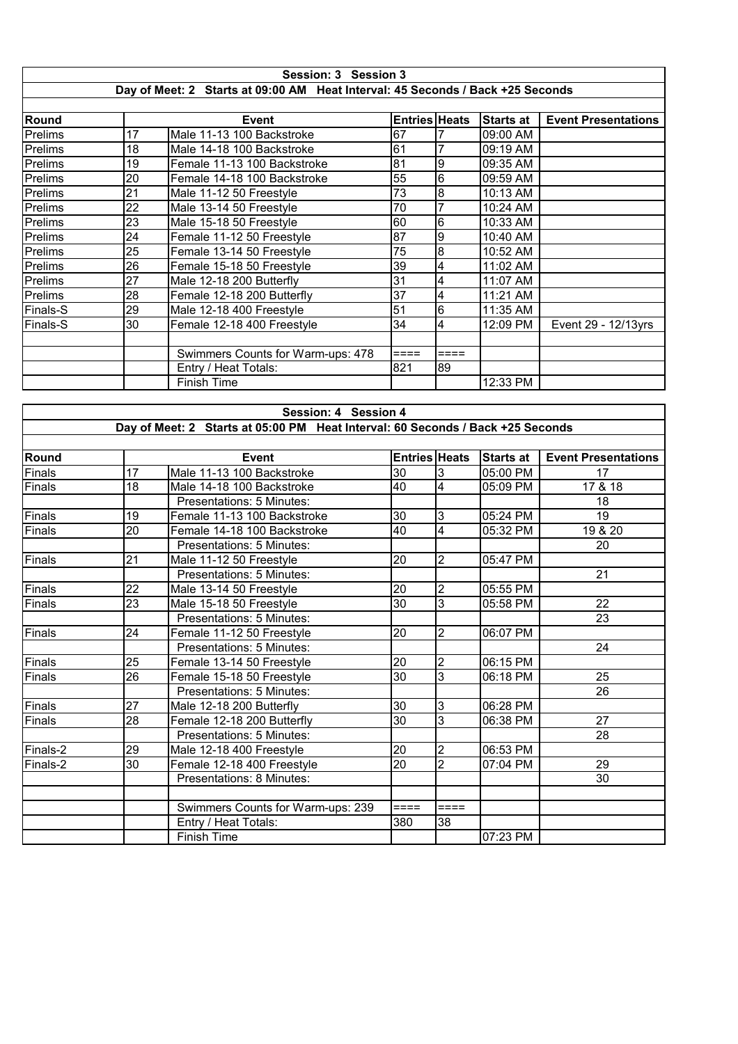| Session: 3 Session 3 | | | | | | |
|---|---|---|---|---|---|---|
| Day of Meet: 2 Starts at 09:00 AM Heat Interval: 45 Seconds / Back +25 Seconds | | | | | | |
| **Round** | | **Event** | **Entries** | **Heats** | **Starts at** | **Event Presentations** |
| Prelims | 17 | Male 11-13 100 Backstroke | 67 | 7 | 09:00 AM | |
| Prelims | 18 | Male 14-18 100 Backstroke | 61 | 7 | 09:19 AM | |
| Prelims | 19 | Female 11-13 100 Backstroke | 81 | 9 | 09:35 AM | |
| Prelims | 20 | Female 14-18 100 Backstroke | 55 | 6 | 09:59 AM | |
| Prelims | 21 | Male 11-12 50 Freestyle | 73 | 8 | 10:13 AM | |
| Prelims | 22 | Male 13-14 50 Freestyle | 70 | 7 | 10:24 AM | |
| Prelims | 23 | Male 15-18 50 Freestyle | 60 | 6 | 10:33 AM | |
| Prelims | 24 | Female 11-12 50 Freestyle | 87 | 9 | 10:40 AM | |
| Prelims | 25 | Female 13-14 50 Freestyle | 75 | 8 | 10:52 AM | |
| Prelims | 26 | Female 15-18 50 Freestyle | 39 | 4 | 11:02 AM | |
| Prelims | 27 | Male 12-18 200 Butterfly | 31 | 4 | 11:07 AM | |
| Prelims | 28 | Female 12-18 200 Butterfly | 37 | 4 | 11:21 AM | |
| Finals-S | 29 | Male 12-18 400 Freestyle | 51 | 6 | 11:35 AM | |
| Finals-S | 30 | Female 12-18 400 Freestyle | 34 | 4 | 12:09 PM | Event 29 - 12/13yrs |
| | | | | | | |
| | | Swimmers Counts for Warm-ups: 478 | ==== | ==== | | |
| | | Entry / Heat Totals: | 821 | 89 | | |
| | | Finish Time | | | 12:33 PM | |

| Session: 4 Session 4 | | | | | | |
|---|---|---|---|---|---|---|
| Day of Meet: 2 Starts at 05:00 PM Heat Interval: 60 Seconds / Back +25 Seconds | | | | | | |
| **Round** | | **Event** | **Entries** | **Heats** | **Starts at** | **Event Presentations** |
| Finals | 17 | Male 11-13 100 Backstroke | 30 | 3 | 05:00 PM | 17 |
| Finals | 18 | Male 14-18 100 Backstroke | 40 | 4 | 05:09 PM | 17 & 18 |
| | | Presentations: 5 Minutes: | | | | 18 |
| Finals | 19 | Female 11-13 100 Backstroke | 30 | 3 | 05:24 PM | 19 |
| Finals | 20 | Female 14-18 100 Backstroke | 40 | 4 | 05:32 PM | 19 & 20 |
| | | Presentations: 5 Minutes: | | | | 20 |
| Finals | 21 | Male 11-12 50 Freestyle | 20 | 2 | 05:47 PM | |
| | | Presentations: 5 Minutes: | | | | 21 |
| Finals | 22 | Male 13-14 50 Freestyle | 20 | 2 | 05:55 PM | |
| Finals | 23 | Male 15-18 50 Freestyle | 30 | 3 | 05:58 PM | 22 |
| | | Presentations: 5 Minutes: | | | | 23 |
| Finals | 24 | Female 11-12 50 Freestyle | 20 | 2 | 06:07 PM | |
| | | Presentations: 5 Minutes: | | | | 24 |
| Finals | 25 | Female 13-14 50 Freestyle | 20 | 2 | 06:15 PM | |
| Finals | 26 | Female 15-18 50 Freestyle | 30 | 3 | 06:18 PM | 25 |
| | | Presentations: 5 Minutes: | | | | 26 |
| Finals | 27 | Male 12-18 200 Butterfly | 30 | 3 | 06:28 PM | |
| Finals | 28 | Female 12-18 200 Butterfly | 30 | 3 | 06:38 PM | 27 |
| | | Presentations: 5 Minutes: | | | | 28 |
| Finals-2 | 29 | Male 12-18 400 Freestyle | 20 | 2 | 06:53 PM | |
| Finals-2 | 30 | Female 12-18 400 Freestyle | 20 | 2 | 07:04 PM | 29 |
| | | Presentations: 8 Minutes: | | | | 30 |
| | | | | | | |
| | | Swimmers Counts for Warm-ups: 239 | ==== | ==== | | |
| | | Entry / Heat Totals: | 380 | 38 | | |
| | | Finish Time | | | 07:23 PM | |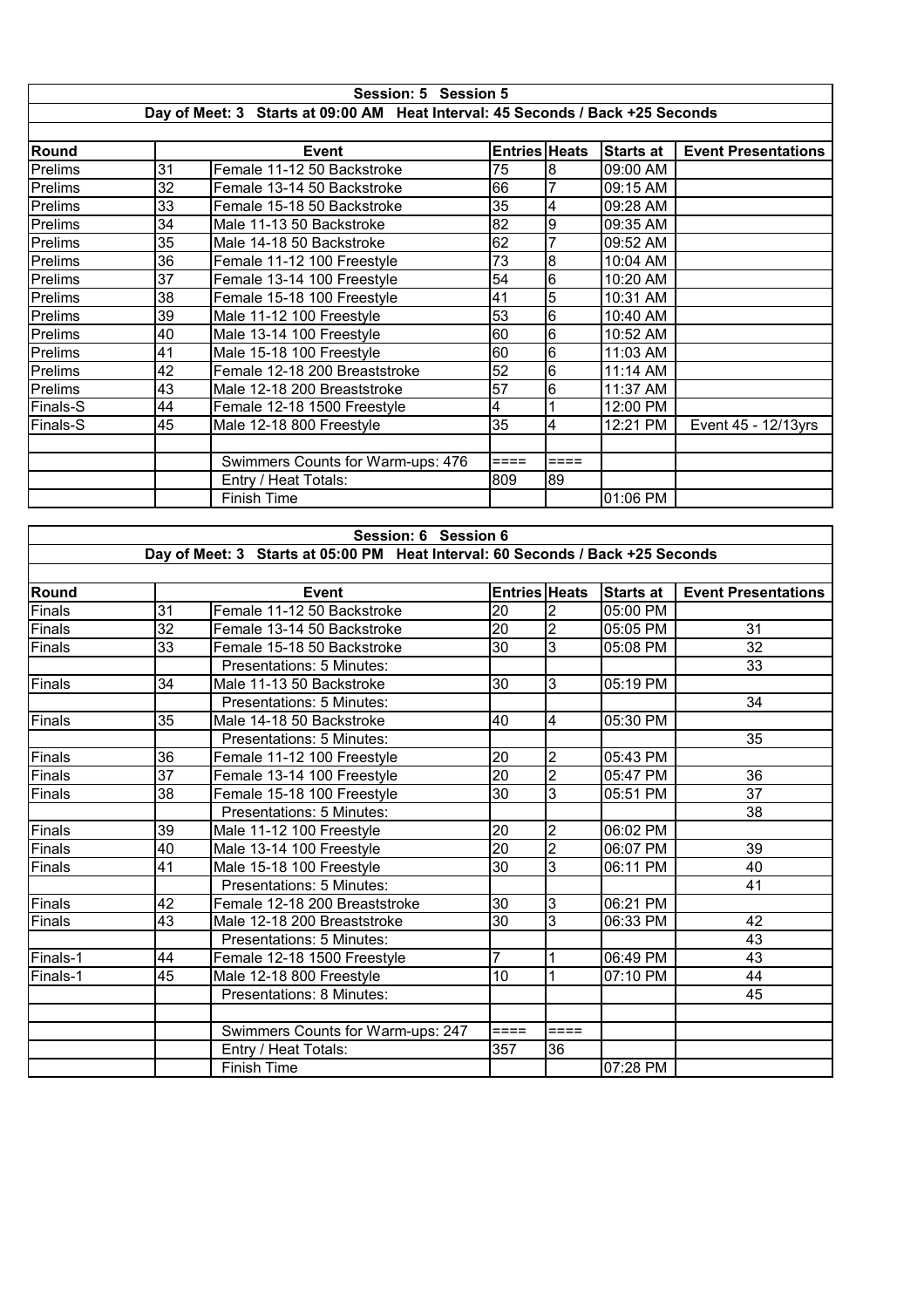| Session: 5 Session 5 | | | | | | |
|---|---|---|---|---|---|---|
| Day of Meet: 3 Starts at 09:00 AM Heat Interval: 45 Seconds / Back +25 Seconds | | | | | | |
| **Round** | | **Event** | **Entries** | **Heats** | **Starts at** | **Event Presentations** |
| Prelims | 31 | Female 11-12 50 Backstroke | 75 | 8 | 09:00 AM | |
| Prelims | 32 | Female 13-14 50 Backstroke | 66 | 7 | 09:15 AM | |
| Prelims | 33 | Female 15-18 50 Backstroke | 35 | 4 | 09:28 AM | |
| Prelims | 34 | Male 11-13 50 Backstroke | 82 | 9 | 09:35 AM | |
| Prelims | 35 | Male 14-18 50 Backstroke | 62 | 7 | 09:52 AM | |
| Prelims | 36 | Female 11-12 100 Freestyle | 73 | 8 | 10:04 AM | |
| Prelims | 37 | Female 13-14 100 Freestyle | 54 | 6 | 10:20 AM | |
| Prelims | 38 | Female 15-18 100 Freestyle | 41 | 5 | 10:31 AM | |
| Prelims | 39 | Male 11-12 100 Freestyle | 53 | 6 | 10:40 AM | |
| Prelims | 40 | Male 13-14 100 Freestyle | 60 | 6 | 10:52 AM | |
| Prelims | 41 | Male 15-18 100 Freestyle | 60 | 6 | 11:03 AM | |
| Prelims | 42 | Female 12-18 200 Breaststroke | 52 | 6 | 11:14 AM | |
| Prelims | 43 | Male 12-18 200 Breaststroke | 57 | 6 | 11:37 AM | |
| Finals-S | 44 | Female 12-18 1500 Freestyle | 4 | 1 | 12:00 PM | |
| Finals-S | 45 | Male 12-18 800 Freestyle | 35 | 4 | 12:21 PM | Event 45 - 12/13yrs |
| | | | | | | |
| | | Swimmers Counts for Warm-ups: 476 | ==== | ==== | | |
| | | Entry / Heat Totals: | 809 | 89 | | |
| | | Finish Time | | | 01:06 PM | |

| Session: 6 Session 6 | | | | | | |
|---|---|---|---|---|---|---|
| Day of Meet: 3 Starts at 05:00 PM Heat Interval: 60 Seconds / Back +25 Seconds | | | | | | |
| **Round** | | **Event** | **Entries** | **Heats** | **Starts at** | **Event Presentations** |
| Finals | 31 | Female 11-12 50 Backstroke | 20 | 2 | 05:00 PM | |
| Finals | 32 | Female 13-14 50 Backstroke | 20 | 2 | 05:05 PM | 31 |
| Finals | 33 | Female 15-18 50 Backstroke | 30 | 3 | 05:08 PM | 32 |
| | | Presentations: 5 Minutes: | | | | 33 |
| Finals | 34 | Male 11-13 50 Backstroke | 30 | 3 | 05:19 PM | |
| | | Presentations: 5 Minutes: | | | | 34 |
| Finals | 35 | Male 14-18 50 Backstroke | 40 | 4 | 05:30 PM | |
| | | Presentations: 5 Minutes: | | | | 35 |
| Finals | 36 | Female 11-12 100 Freestyle | 20 | 2 | 05:43 PM | |
| Finals | 37 | Female 13-14 100 Freestyle | 20 | 2 | 05:47 PM | 36 |
| Finals | 38 | Female 15-18 100 Freestyle | 30 | 3 | 05:51 PM | 37 |
| | | Presentations: 5 Minutes: | | | | 38 |
| Finals | 39 | Male 11-12 100 Freestyle | 20 | 2 | 06:02 PM | |
| Finals | 40 | Male 13-14 100 Freestyle | 20 | 2 | 06:07 PM | 39 |
| Finals | 41 | Male 15-18 100 Freestyle | 30 | 3 | 06:11 PM | 40 |
| | | Presentations: 5 Minutes: | | | | 41 |
| Finals | 42 | Female 12-18 200 Breaststroke | 30 | 3 | 06:21 PM | |
| Finals | 43 | Male 12-18 200 Breaststroke | 30 | 3 | 06:33 PM | 42 |
| | | Presentations: 5 Minutes: | | | | 43 |
| Finals-1 | 44 | Female 12-18 1500 Freestyle | 7 | 1 | 06:49 PM | 43 |
| Finals-1 | 45 | Male 12-18 800 Freestyle | 10 | 1 | 07:10 PM | 44 |
| | | Presentations: 8 Minutes: | | | | 45 |
| | | | | | | |
| | | Swimmers Counts for Warm-ups: 247 | ==== | ==== | | |
| | | Entry / Heat Totals: | 357 | 36 | | |
| | | Finish Time | | | 07:28 PM | |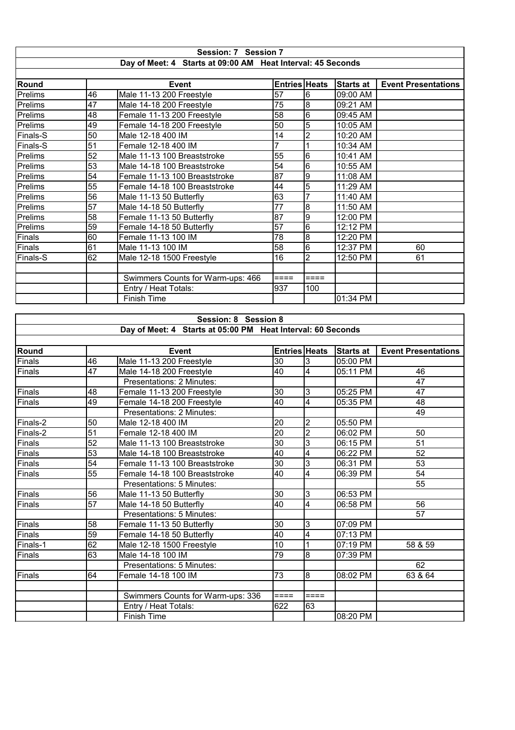## Session: 7 Session 7

**Day of Meet: 4 Starts at 09:00 AM Heat Interval: 45 Seconds**

| Round | | Event | Entries | Heats | Starts at | Event Presentations |
|---|---|---|---|---|---|---|
| Prelims | 46 | Male 11-13 200 Freestyle | 57 | 6 | 09:00 AM | |
| Prelims | 47 | Male 14-18 200 Freestyle | 75 | 8 | 09:21 AM | |
| Prelims | 48 | Female 11-13 200 Freestyle | 58 | 6 | 09:45 AM | |
| Prelims | 49 | Female 14-18 200 Freestyle | 50 | 5 | 10:05 AM | |
| Finals-S | 50 | Male 12-18 400 IM | 14 | 2 | 10:20 AM | |
| Finals-S | 51 | Female 12-18 400 IM | 7 | 1 | 10:34 AM | |
| Prelims | 52 | Male 11-13 100 Breaststroke | 55 | 6 | 10:41 AM | |
| Prelims | 53 | Male 14-18 100 Breaststroke | 54 | 6 | 10:55 AM | |
| Prelims | 54 | Female 11-13 100 Breaststroke | 87 | 9 | 11:08 AM | |
| Prelims | 55 | Female 14-18 100 Breaststroke | 44 | 5 | 11:29 AM | |
| Prelims | 56 | Male 11-13 50 Butterfly | 63 | 7 | 11:40 AM | |
| Prelims | 57 | Male 14-18 50 Butterfly | 77 | 8 | 11:50 AM | |
| Prelims | 58 | Female 11-13 50 Butterfly | 87 | 9 | 12:00 PM | |
| Prelims | 59 | Female 14-18 50 Butterfly | 57 | 6 | 12:12 PM | |
| Finals | 60 | Female 11-13 100 IM | 78 | 8 | 12:20 PM | |
| Finals | 61 | Male 11-13 100 IM | 58 | 6 | 12:37 PM | 60 |
| Finals-S | 62 | Male 12-18 1500 Freestyle | 16 | 2 | 12:50 PM | 61 |
| | | | | | | |
| | | Swimmers Counts for Warm-ups: 466 | ==== | ==== | | |
| | | Entry / Heat Totals: | 937 | 100 | | |
| | | Finish Time | | | 01:34 PM | |

## Session: 8 Session 8

**Day of Meet: 4 Starts at 05:00 PM Heat Interval: 60 Seconds**

| Round | | Event | Entries | Heats | Starts at | Event Presentations |
|---|---|---|---|---|---|---|
| Finals | 46 | Male 11-13 200 Freestyle | 30 | 3 | 05:00 PM | |
| Finals | 47 | Male 14-18 200 Freestyle | 40 | 4 | 05:11 PM | 46 |
| | | Presentations: 2 Minutes: | | | | 47 |
| Finals | 48 | Female 11-13 200 Freestyle | 30 | 3 | 05:25 PM | 47 |
| Finals | 49 | Female 14-18 200 Freestyle | 40 | 4 | 05:35 PM | 48 |
| | | Presentations: 2 Minutes: | | | | 49 |
| Finals-2 | 50 | Male 12-18 400 IM | 20 | 2 | 05:50 PM | |
| Finals-2 | 51 | Female 12-18 400 IM | 20 | 2 | 06:02 PM | 50 |
| Finals | 52 | Male 11-13 100 Breaststroke | 30 | 3 | 06:15 PM | 51 |
| Finals | 53 | Male 14-18 100 Breaststroke | 40 | 4 | 06:22 PM | 52 |
| Finals | 54 | Female 11-13 100 Breaststroke | 30 | 3 | 06:31 PM | 53 |
| Finals | 55 | Female 14-18 100 Breaststroke | 40 | 4 | 06:39 PM | 54 |
| | | Presentations: 5 Minutes: | | | | 55 |
| Finals | 56 | Male 11-13 50 Butterfly | 30 | 3 | 06:53 PM | |
| Finals | 57 | Male 14-18 50 Butterfly | 40 | 4 | 06:58 PM | 56 |
| | | Presentations: 5 Minutes: | | | | 57 |
| Finals | 58 | Female 11-13 50 Butterfly | 30 | 3 | 07:09 PM | |
| Finals | 59 | Female 14-18 50 Butterfly | 40 | 4 | 07:13 PM | |
| Finals-1 | 62 | Male 12-18 1500 Freestyle | 10 | 1 | 07:19 PM | 58 & 59 |
| Finals | 63 | Male 14-18 100 IM | 79 | 8 | 07:39 PM | |
| | | Presentations: 5 Minutes: | | | | 62 |
| Finals | 64 | Female 14-18 100 IM | 73 | 8 | 08:02 PM | 63 & 64 |
| | | | | | | |
| | | Swimmers Counts for Warm-ups: 336 | ==== | ==== | | |
| | | Entry / Heat Totals: | 622 | 63 | | |
| | | Finish Time | | | 08:20 PM | |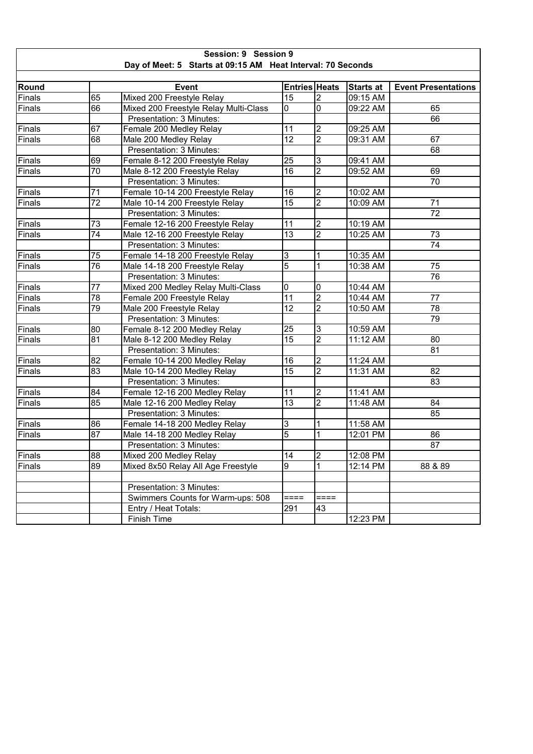| Session: 9 Session 9 | | | | | | |
|---|---|---|---|---|---|---|
| Day of Meet: 5 Starts at 09:15 AM Heat Interval: 70 Seconds | | | | | | |
| **Round** | | **Event** | **Entries** | **Heats** | **Starts at** | **Event Presentations** |
| Finals | 65 | Mixed 200 Freestyle Relay | 15 | 2 | 09:15 AM | |
| Finals | 66 | Mixed 200 Freestyle Relay Multi-Class | 0 | 0 | 09:22 AM | 65 |
| | | Presentation: 3 Minutes: | | | | 66 |
| Finals | 67 | Female 200 Medley Relay | 11 | 2 | 09:25 AM | |
| Finals | 68 | Male 200 Medley Relay | 12 | 2 | 09:31 AM | 67 |
| | | Presentation: 3 Minutes: | | | | 68 |
| Finals | 69 | Female 8-12 200 Freestyle Relay | 25 | 3 | 09:41 AM | |
| Finals | 70 | Male 8-12 200 Freestyle Relay | 16 | 2 | 09:52 AM | 69 |
| | | Presentation: 3 Minutes: | | | | 70 |
| Finals | 71 | Female 10-14 200 Freestyle Relay | 16 | 2 | 10:02 AM | |
| Finals | 72 | Male 10-14 200 Freestyle Relay | 15 | 2 | 10:09 AM | 71 |
| | | Presentation: 3 Minutes: | | | | 72 |
| Finals | 73 | Female 12-16 200 Freestyle Relay | 11 | 2 | 10:19 AM | |
| Finals | 74 | Male 12-16 200 Freestyle Relay | 13 | 2 | 10:25 AM | 73 |
| | | Presentation: 3 Minutes: | | | | 74 |
| Finals | 75 | Female 14-18 200 Freestyle Relay | 3 | 1 | 10:35 AM | |
| Finals | 76 | Male 14-18 200 Freestyle Relay | 5 | 1 | 10:38 AM | 75 |
| | | Presentation: 3 Minutes: | | | | 76 |
| Finals | 77 | Mixed 200 Medley Relay Multi-Class | 0 | 0 | 10:44 AM | |
| Finals | 78 | Female 200 Freestyle Relay | 11 | 2 | 10:44 AM | 77 |
| Finals | 79 | Male 200 Freestyle Relay | 12 | 2 | 10:50 AM | 78 |
| | | Presentation: 3 Minutes: | | | | 79 |
| Finals | 80 | Female 8-12 200 Medley Relay | 25 | 3 | 10:59 AM | |
| Finals | 81 | Male 8-12 200 Medley Relay | 15 | 2 | 11:12 AM | 80 |
| | | Presentation: 3 Minutes: | | | | 81 |
| Finals | 82 | Female 10-14 200 Medley Relay | 16 | 2 | 11:24 AM | |
| Finals | 83 | Male 10-14 200 Medley Relay | 15 | 2 | 11:31 AM | 82 |
| | | Presentation: 3 Minutes: | | | | 83 |
| Finals | 84 | Female 12-16 200 Medley Relay | 11 | 2 | 11:41 AM | |
| Finals | 85 | Male 12-16 200 Medley Relay | 13 | 2 | 11:48 AM | 84 |
| | | Presentation: 3 Minutes: | | | | 85 |
| Finals | 86 | Female 14-18 200 Medley Relay | 3 | 1 | 11:58 AM | |
| Finals | 87 | Male 14-18 200 Medley Relay | 5 | 1 | 12:01 PM | 86 |
| | | Presentation: 3 Minutes: | | | | 87 |
| Finals | 88 | Mixed 200 Medley Relay | 14 | 2 | 12:08 PM | |
| Finals | 89 | Mixed 8x50 Relay All Age Freestyle | 9 | 1 | 12:14 PM | 88 & 89 |
| | | | | | | |
| | | Presentation: 3 Minutes: | | | | |
| | | Swimmers Counts for Warm-ups: 508 | ==== | ==== | | |
| | | Entry / Heat Totals: | 291 | 43 | | |
| | | Finish Time | | | 12:23 PM | |